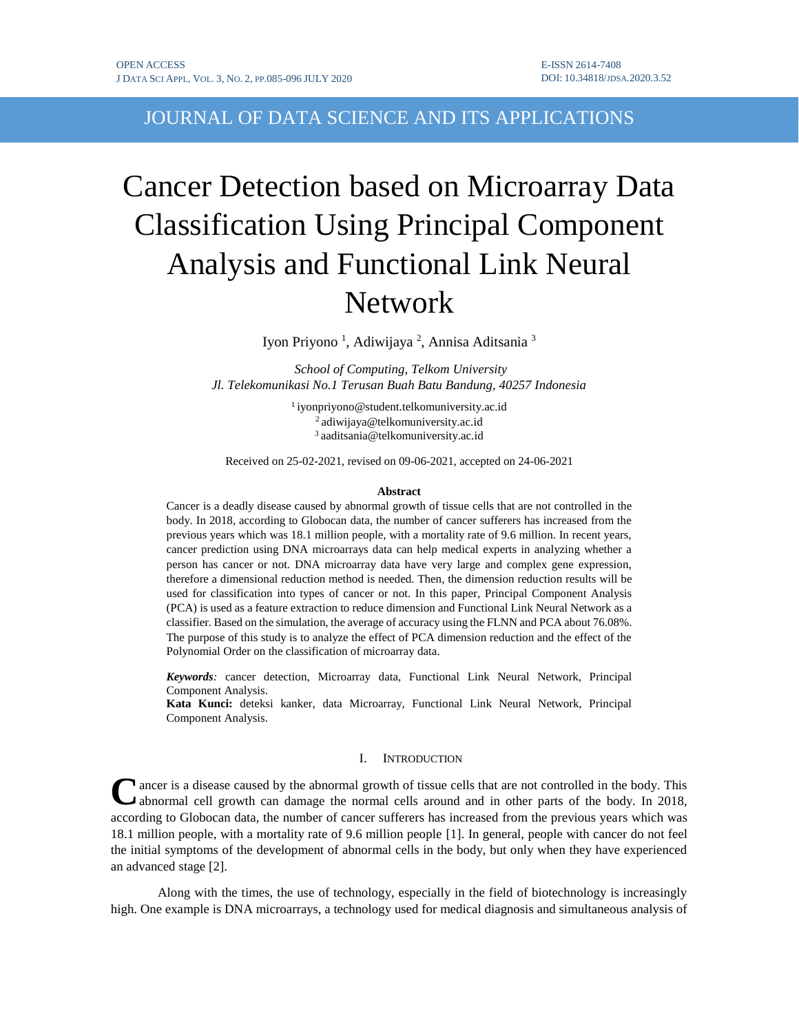# JOURNAL OF DATA SCIENCE AND ITS APPLICATIONS

# Cancer Detection based on Microarray Data Classification Using Principal Component Analysis and Functional Link Neural Network

Iyon Priyono [1], Adiwijaya [2], Annisa Aditsania [3]

*School of Computing, Telkom University*
*Jl. Telekomunikasi No.1 Terusan Buah Batu Bandung, 40257 Indonesia*

[1] iyonpriyono@student.telkomuniversity.ac.id
[2] adiwijaya@telkomuniversity.ac.id
[3] aaditsania@telkomuniversity.ac.id

Received on 25-02-2021, revised on 09-06-2021, accepted on 24-06-2021

**Abstract**

Cancer is a deadly disease caused by abnormal growth of tissue cells that are not controlled in the body. In 2018, according to Globocan data, the number of cancer sufferers has increased from the previous years which was 18.1 million people, with a mortality rate of 9.6 million. In recent years, cancer prediction using DNA microarrays data can help medical experts in analyzing whether a person has cancer or not. DNA microarray data have very large and complex gene expression, therefore a dimensional reduction method is needed. Then, the dimension reduction results will be used for classification into types of cancer or not. In this paper, Principal Component Analysis (PCA) is used as a feature extraction to reduce dimension and Functional Link Neural Network as a classifier. Based on the simulation, the average of accuracy using the FLNN and PCA about 76.08%. The purpose of this study is to analyze the effect of PCA dimension reduction and the effect of the Polynomial Order on the classification of microarray data.

***Keywords****:* cancer detection, Microarray data, Functional Link Neural Network, Principal Component Analysis.
**Kata Kunci:** deteksi kanker, data Microarray, Functional Link Neural Network, Principal Component Analysis.

## I. INTRODUCTION

Cancer is a disease caused by the abnormal growth of tissue cells that are not controlled in the body. This abnormal cell growth can damage the normal cells around and in other parts of the body. In 2018, according to Globocan data, the number of cancer sufferers has increased from the previous years which was 18.1 million people, with a mortality rate of 9.6 million people [1]. In general, people with cancer do not feel the initial symptoms of the development of abnormal cells in the body, but only when they have experienced an advanced stage [2].

Along with the times, the use of technology, especially in the field of biotechnology is increasingly high. One example is DNA microarrays, a technology used for medical diagnosis and simultaneous analysis of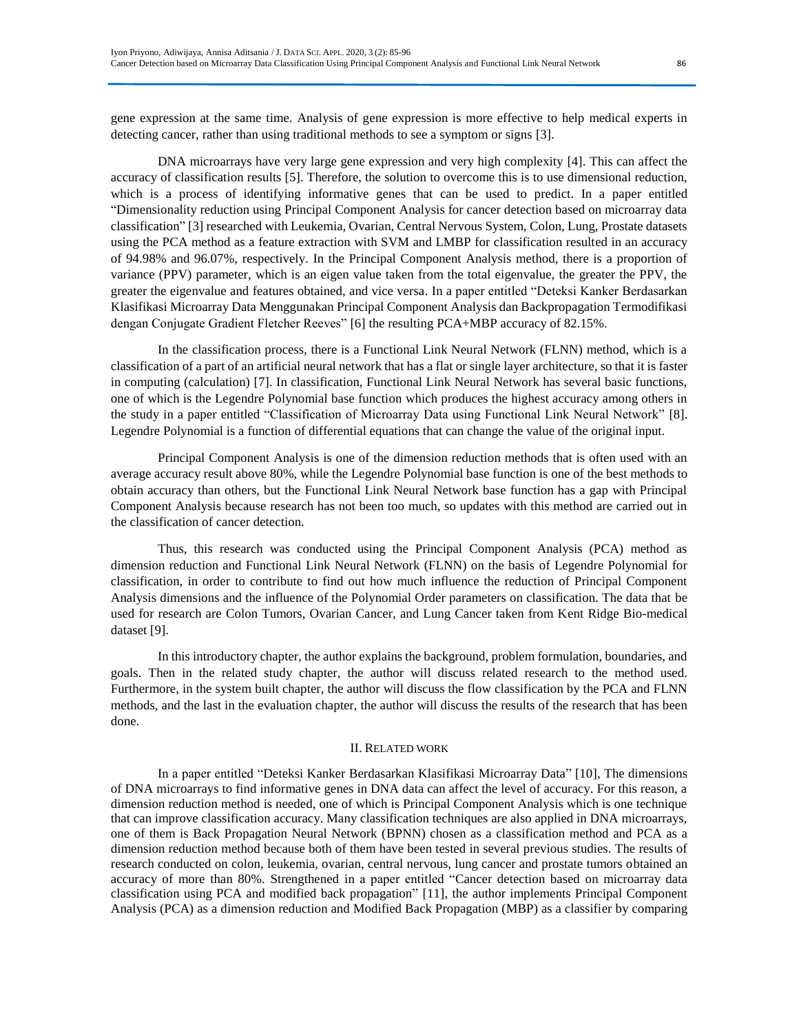gene expression at the same time. Analysis of gene expression is more effective to help medical experts in detecting cancer, rather than using traditional methods to see a symptom or signs [3].

DNA microarrays have very large gene expression and very high complexity [4]. This can affect the accuracy of classification results [5]. Therefore, the solution to overcome this is to use dimensional reduction, which is a process of identifying informative genes that can be used to predict. In a paper entitled "Dimensionality reduction using Principal Component Analysis for cancer detection based on microarray data classification" [3] researched with Leukemia, Ovarian, Central Nervous System, Colon, Lung, Prostate datasets using the PCA method as a feature extraction with SVM and LMBP for classification resulted in an accuracy of 94.98% and 96.07%, respectively. In the Principal Component Analysis method, there is a proportion of variance (PPV) parameter, which is an eigen value taken from the total eigenvalue, the greater the PPV, the greater the eigenvalue and features obtained, and vice versa. In a paper entitled "Deteksi Kanker Berdasarkan Klasifikasi Microarray Data Menggunakan Principal Component Analysis dan Backpropagation Termodifikasi dengan Conjugate Gradient Fletcher Reeves" [6] the resulting PCA+MBP accuracy of 82.15%.

In the classification process, there is a Functional Link Neural Network (FLNN) method, which is a classification of a part of an artificial neural network that has a flat or single layer architecture, so that it is faster in computing (calculation) [7]. In classification, Functional Link Neural Network has several basic functions, one of which is the Legendre Polynomial base function which produces the highest accuracy among others in the study in a paper entitled "Classification of Microarray Data using Functional Link Neural Network" [8]. Legendre Polynomial is a function of differential equations that can change the value of the original input.

Principal Component Analysis is one of the dimension reduction methods that is often used with an average accuracy result above 80%, while the Legendre Polynomial base function is one of the best methods to obtain accuracy than others, but the Functional Link Neural Network base function has a gap with Principal Component Analysis because research has not been too much, so updates with this method are carried out in the classification of cancer detection.

Thus, this research was conducted using the Principal Component Analysis (PCA) method as dimension reduction and Functional Link Neural Network (FLNN) on the basis of Legendre Polynomial for classification, in order to contribute to find out how much influence the reduction of Principal Component Analysis dimensions and the influence of the Polynomial Order parameters on classification. The data that be used for research are Colon Tumors, Ovarian Cancer, and Lung Cancer taken from Kent Ridge Bio-medical dataset [9].

In this introductory chapter, the author explains the background, problem formulation, boundaries, and goals. Then in the related study chapter, the author will discuss related research to the method used. Furthermore, in the system built chapter, the author will discuss the flow classification by the PCA and FLNN methods, and the last in the evaluation chapter, the author will discuss the results of the research that has been done.

## II. Related work

In a paper entitled "Deteksi Kanker Berdasarkan Klasifikasi Microarray Data" [10], The dimensions of DNA microarrays to find informative genes in DNA data can affect the level of accuracy. For this reason, a dimension reduction method is needed, one of which is Principal Component Analysis which is one technique that can improve classification accuracy. Many classification techniques are also applied in DNA microarrays, one of them is Back Propagation Neural Network (BPNN) chosen as a classification method and PCA as a dimension reduction method because both of them have been tested in several previous studies. The results of research conducted on colon, leukemia, ovarian, central nervous, lung cancer and prostate tumors obtained an accuracy of more than 80%. Strengthened in a paper entitled "Cancer detection based on microarray data classification using PCA and modified back propagation" [11], the author implements Principal Component Analysis (PCA) as a dimension reduction and Modified Back Propagation (MBP) as a classifier by comparing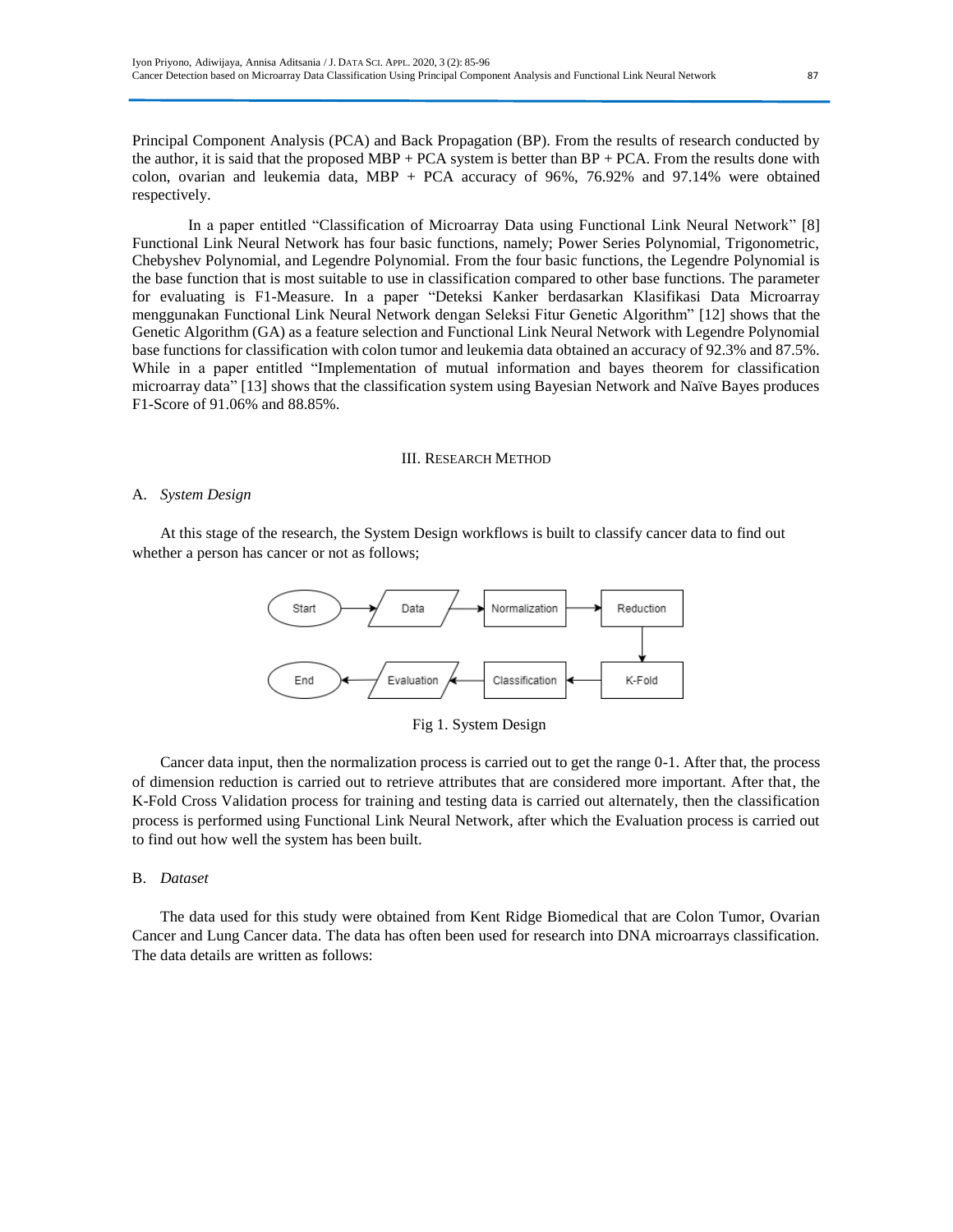Principal Component Analysis (PCA) and Back Propagation (BP). From the results of research conducted by the author, it is said that the proposed MBP + PCA system is better than BP + PCA. From the results done with colon, ovarian and leukemia data, MBP + PCA accuracy of 96%, 76.92% and 97.14% were obtained respectively.

In a paper entitled "Classification of Microarray Data using Functional Link Neural Network" [8] Functional Link Neural Network has four basic functions, namely; Power Series Polynomial, Trigonometric, Chebyshev Polynomial, and Legendre Polynomial. From the four basic functions, the Legendre Polynomial is the base function that is most suitable to use in classification compared to other base functions. The parameter for evaluating is F1-Measure. In a paper "Deteksi Kanker berdasarkan Klasifikasi Data Microarray menggunakan Functional Link Neural Network dengan Seleksi Fitur Genetic Algorithm" [12] shows that the Genetic Algorithm (GA) as a feature selection and Functional Link Neural Network with Legendre Polynomial base functions for classification with colon tumor and leukemia data obtained an accuracy of 92.3% and 87.5%. While in a paper entitled "Implementation of mutual information and bayes theorem for classification microarray data" [13] shows that the classification system using Bayesian Network and Naïve Bayes produces F1-Score of 91.06% and 88.85%.

## III. Research Method

### A. *System Design*

At this stage of the research, the System Design workflows is built to classify cancer data to find out whether a person has cancer or not as follows;

Start → Data → Normalization → Reduction → K-Fold → Classification → Evaluation → End

Fig 1. System Design

Cancer data input, then the normalization process is carried out to get the range 0-1. After that, the process of dimension reduction is carried out to retrieve attributes that are considered more important. After that, the K-Fold Cross Validation process for training and testing data is carried out alternately, then the classification process is performed using Functional Link Neural Network, after which the Evaluation process is carried out to find out how well the system has been built.

### B. *Dataset*

The data used for this study were obtained from Kent Ridge Biomedical that are Colon Tumor, Ovarian Cancer and Lung Cancer data. The data has often been used for research into DNA microarrays classification. The data details are written as follows: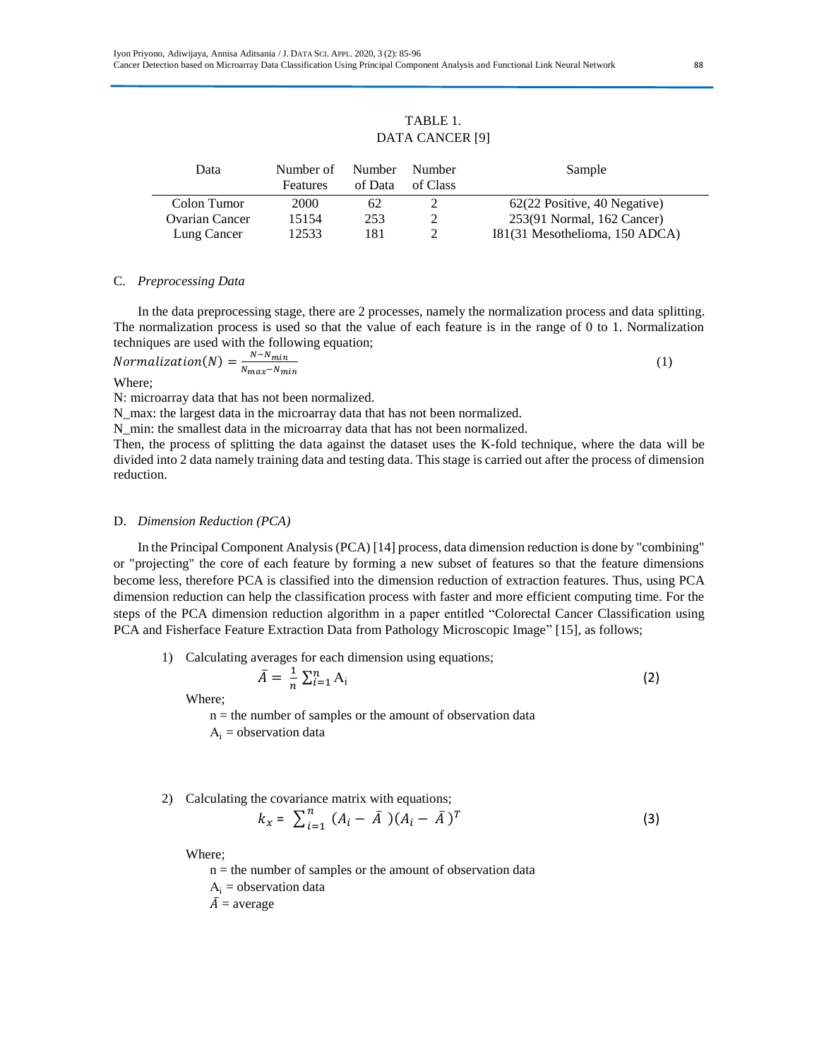TABLE 1.
DATA CANCER [9]

| Data | Number of Features | Number of Data | Number of Class | Sample |
| --- | --- | --- | --- | --- |
| Colon Tumor | 2000 | 62 | 2 | 62(22 Positive, 40 Negative) |
| Ovarian Cancer | 15154 | 253 | 2 | 253(91 Normal, 162 Cancer) |
| Lung Cancer | 12533 | 181 | 2 | I81(31 Mesothelioma, 150 ADCA) |

### C. *Preprocessing Data*

In the data preprocessing stage, there are 2 processes, namely the normalization process and data splitting. The normalization process is used so that the value of each feature is in the range of 0 to 1. Normalization techniques are used with the following equation;

$$Normalization(N) = \frac{N - N_{min}}{N_{max} - N_{min}} \quad (1)$$

Where;
N: microarray data that has not been normalized.
N_max: the largest data in the microarray data that has not been normalized.
N_min: the smallest data in the microarray data that has not been normalized.
Then, the process of splitting the data against the dataset uses the K-fold technique, where the data will be divided into 2 data namely training data and testing data. This stage is carried out after the process of dimension reduction.

### D. *Dimension Reduction (PCA)*

In the Principal Component Analysis (PCA) [14] process, data dimension reduction is done by "combining" or "projecting" the core of each feature by forming a new subset of features so that the feature dimensions become less, therefore PCA is classified into the dimension reduction of extraction features. Thus, using PCA dimension reduction can help the classification process with faster and more efficient computing time. For the steps of the PCA dimension reduction algorithm in a paper entitled "Colorectal Cancer Classification using PCA and Fisherface Feature Extraction Data from Pathology Microscopic Image" [15], as follows;

1) Calculating averages for each dimension using equations;

$$\bar{A} = \frac{1}{n} \sum_{i=1}^{n} A_i \quad (2)$$

Where;
n = the number of samples or the amount of observation data
$A_i$ = observation data

2) Calculating the covariance matrix with equations;

$$k_x = \sum_{i=1}^{n} (A_i - \bar{A})(A_i - \bar{A})^T \quad (3)$$

Where;
n = the number of samples or the amount of observation data
$A_i$ = observation data
$\bar{A}$ = average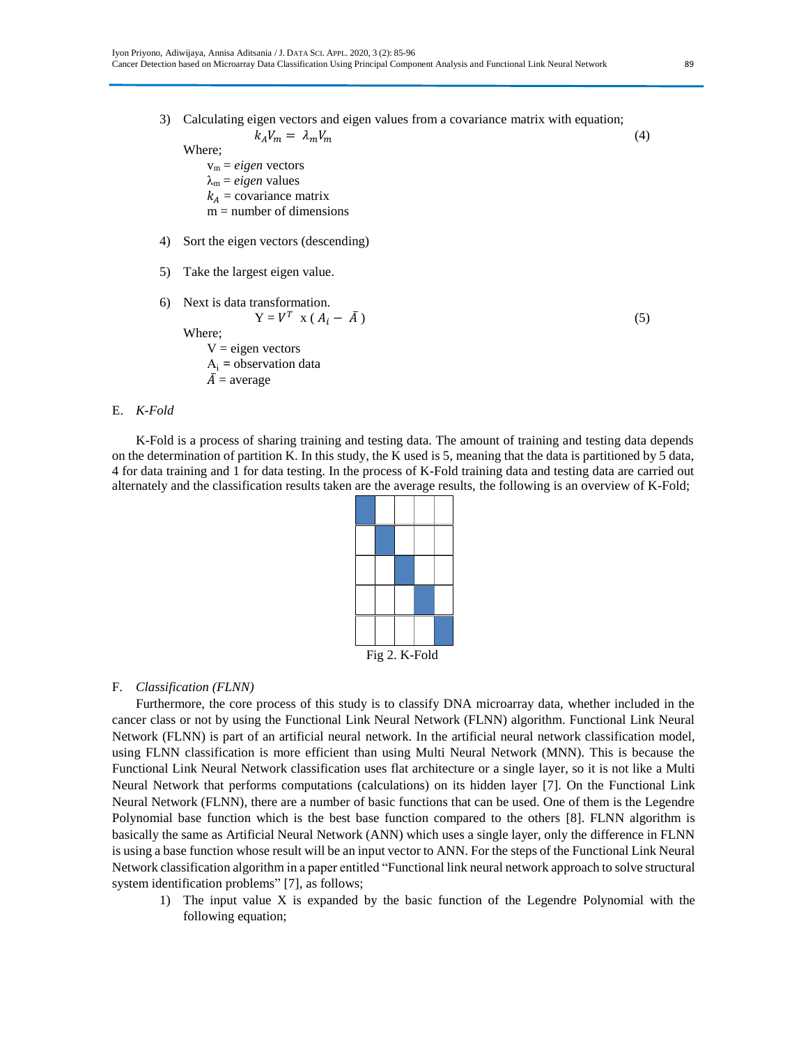3) Calculating eigen vectors and eigen values from a covariance matrix with equation;

$$k_A V_m = \lambda_m V_m \quad (4)$$

Where;

$v_m$ = *eigen* vectors

$\lambda_m$ = *eigen* values

$k_A$ = covariance matrix

m = number of dimensions

4) Sort the eigen vectors (descending)

5) Take the largest eigen value.

6) Next is data transformation.

$$Y = V^T \times (A_i - \bar{A}) \quad (5)$$

Where;

V = eigen vectors

$A_i$ = observation data

$\bar{A}$ = average

## E. *K-Fold*

K-Fold is a process of sharing training and testing data. The amount of training and testing data depends on the determination of partition K. In this study, the K used is 5, meaning that the data is partitioned by 5 data, 4 for data training and 1 for data testing. In the process of K-Fold training data and testing data are carried out alternately and the classification results taken are the average results, the following is an overview of K-Fold;

Fig 2. K-Fold

## F. *Classification (FLNN)*

Furthermore, the core process of this study is to classify DNA microarray data, whether included in the cancer class or not by using the Functional Link Neural Network (FLNN) algorithm. Functional Link Neural Network (FLNN) is part of an artificial neural network. In the artificial neural network classification model, using FLNN classification is more efficient than using Multi Neural Network (MNN). This is because the Functional Link Neural Network classification uses flat architecture or a single layer, so it is not like a Multi Neural Network that performs computations (calculations) on its hidden layer [7]. On the Functional Link Neural Network (FLNN), there are a number of basic functions that can be used. One of them is the Legendre Polynomial base function which is the best base function compared to the others [8]. FLNN algorithm is basically the same as Artificial Neural Network (ANN) which uses a single layer, only the difference in FLNN is using a base function whose result will be an input vector to ANN. For the steps of the Functional Link Neural Network classification algorithm in a paper entitled "Functional link neural network approach to solve structural system identification problems" [7], as follows;

1) The input value X is expanded by the basic function of the Legendre Polynomial with the following equation;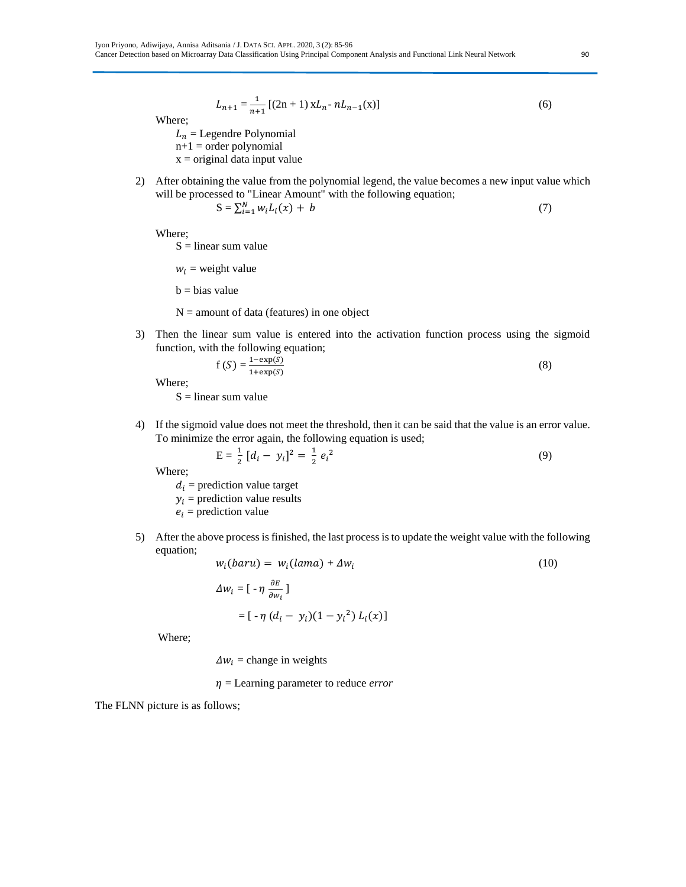$$L_{n+1} = \frac{1}{n+1}\left[(2n+1)\,xL_n - nL_{n-1}(x)\right] \tag{6}$$

Where;

$L_n$ = Legendre Polynomial

n+1 = order polynomial

x = original data input value

2) After obtaining the value from the polynomial legend, the value becomes a new input value which will be processed to "Linear Amount" with the following equation;

$$S = \sum_{i=1}^{N} w_i L_i(x) + b \tag{7}$$

Where;

S = linear sum value

$w_i$ = weight value

b = bias value

N = amount of data (features) in one object

3) Then the linear sum value is entered into the activation function process using the sigmoid function, with the following equation;

$$f(S) = \frac{1-\exp(S)}{1+\exp(S)} \tag{8}$$

Where;

S = linear sum value

4) If the sigmoid value does not meet the threshold, then it can be said that the value is an error value. To minimize the error again, the following equation is used;

$$E = \frac{1}{2}\left[d_i - y_i\right]^2 = \frac{1}{2}\,{e_i}^2 \tag{9}$$

Where;

$d_i$ = prediction value target

$y_i$ = prediction value results

$e_i$ = prediction value

5) After the above process is finished, the last process is to update the weight value with the following equation;

$$w_i(baru) = w_i(lama) + \Delta w_i \tag{10}$$

$$\Delta w_i = \left[ -\eta \frac{\partial E}{\partial w_i} \right]$$

$$= \left[ -\eta\, (d_i - y_i)(1 - {y_i}^2)\, L_i(x) \right]$$

Where;

$\Delta w_i$ = change in weights

$\eta$ = Learning parameter to reduce *error*

The FLNN picture is as follows;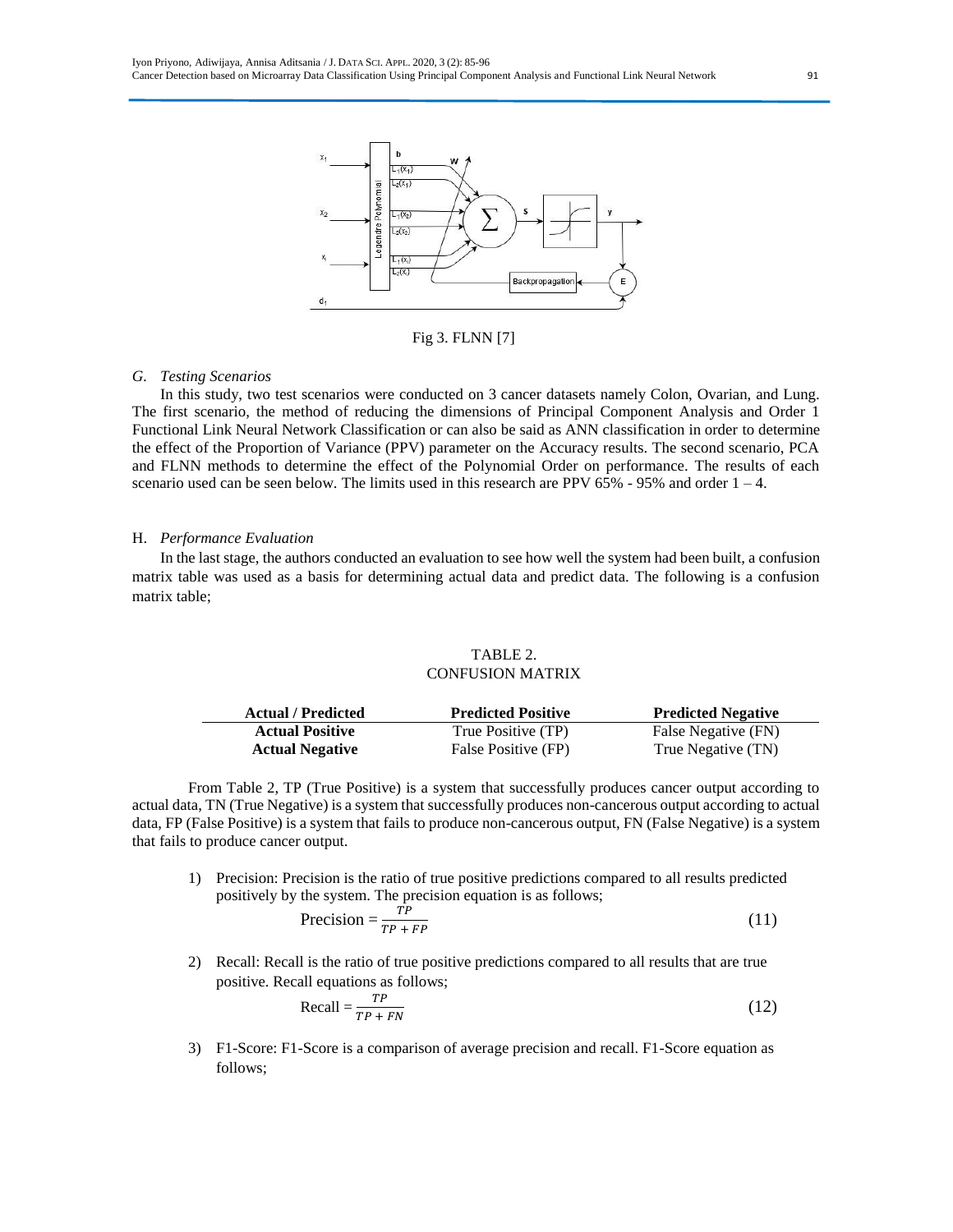x1

x2

xi

d1

b

W

L1(x1)

L2(x1)

L1(x2)

L2(x2)

L1(xi)

L2(xi)

Legendre Polynomial

s

y

E

Backpropagation

Fig 3. FLNN [7]

### G. *Testing Scenarios*

In this study, two test scenarios were conducted on 3 cancer datasets namely Colon, Ovarian, and Lung. The first scenario, the method of reducing the dimensions of Principal Component Analysis and Order 1 Functional Link Neural Network Classification or can also be said as ANN classification in order to determine the effect of the Proportion of Variance (PPV) parameter on the Accuracy results. The second scenario, PCA and FLNN methods to determine the effect of the Polynomial Order on performance. The results of each scenario used can be seen below. The limits used in this research are PPV 65% - 95% and order 1 – 4.

### H. *Performance Evaluation*

In the last stage, the authors conducted an evaluation to see how well the system had been built, a confusion matrix table was used as a basis for determining actual data and predict data. The following is a confusion matrix table;

TABLE 2.
CONFUSION MATRIX

| Actual / Predicted | Predicted Positive | Predicted Negative |
|---|---|---|
| **Actual Positive** | True Positive (TP) | False Negative (FN) |
| **Actual Negative** | False Positive (FP) | True Negative (TN) |

From Table 2, TP (True Positive) is a system that successfully produces cancer output according to actual data, TN (True Negative) is a system that successfully produces non-cancerous output according to actual data, FP (False Positive) is a system that fails to produce non-cancerous output, FN (False Negative) is a system that fails to produce cancer output.

1) Precision: Precision is the ratio of true positive predictions compared to all results predicted positively by the system. The precision equation is as follows;

$$\text{Precision} = \frac{TP}{TP + FP} \tag{11}$$

2) Recall: Recall is the ratio of true positive predictions compared to all results that are true positive. Recall equations as follows;

$$\text{Recall} = \frac{TP}{TP + FN} \tag{12}$$

3) F1-Score: F1-Score is a comparison of average precision and recall. F1-Score equation as follows;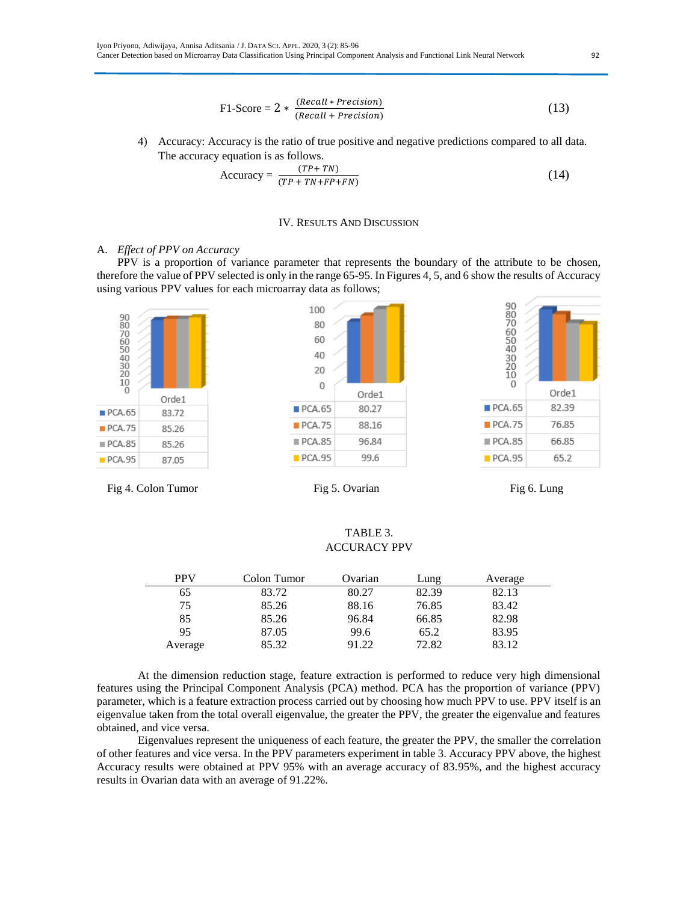$$\text{F1-Score} = 2 * \frac{(Recall * Precision)}{(Recall + Precision)} \tag{13}$$

4) Accuracy: Accuracy is the ratio of true positive and negative predictions compared to all data. The accuracy equation is as follows.

$$\text{Accuracy} = \frac{(TP + TN)}{(TP + TN + FP + FN)} \tag{14}$$

## IV. RESULTS AND DISCUSSION

### A. *Effect of PPV on Accuracy*

PPV is a proportion of variance parameter that represents the boundary of the attribute to be chosen, therefore the value of PPV selected is only in the range 65-95. In Figures 4, 5, and 6 show the results of Accuracy using various PPV values for each microarray data as follows;

90
80
70
60
50
40
30
20
10
0
Orde1
PCA.65 83.72
PCA.75 85.26
PCA.85 85.26
PCA.95 87.05

Fig 4. Colon Tumor

100
80
60
40
20
0
Orde1
PCA.65 80.27
PCA.75 88.16
PCA.85 96.84
PCA.95 99.6

Fig 5. Ovarian

90
80
70
60
50
40
30
20
10
0
Orde1
PCA.65 82.39
PCA.75 76.85
PCA.85 66.85
PCA.95 65.2

Fig 6. Lung

TABLE 3.
ACCURACY PPV

| PPV | Colon Tumor | Ovarian | Lung | Average |
|---|---|---|---|---|
| 65 | 83.72 | 80.27 | 82.39 | 82.13 |
| 75 | 85.26 | 88.16 | 76.85 | 83.42 |
| 85 | 85.26 | 96.84 | 66.85 | 82.98 |
| 95 | 87.05 | 99.6 | 65.2 | 83.95 |
| Average | 85.32 | 91.22 | 72.82 | 83.12 |

At the dimension reduction stage, feature extraction is performed to reduce very high dimensional features using the Principal Component Analysis (PCA) method. PCA has the proportion of variance (PPV) parameter, which is a feature extraction process carried out by choosing how much PPV to use. PPV itself is an eigenvalue taken from the total overall eigenvalue, the greater the PPV, the greater the eigenvalue and features obtained, and vice versa.

Eigenvalues represent the uniqueness of each feature, the greater the PPV, the smaller the correlation of other features and vice versa. In the PPV parameters experiment in table 3. Accuracy PPV above, the highest Accuracy results were obtained at PPV 95% with an average accuracy of 83.95%, and the highest accuracy results in Ovarian data with an average of 91.22%.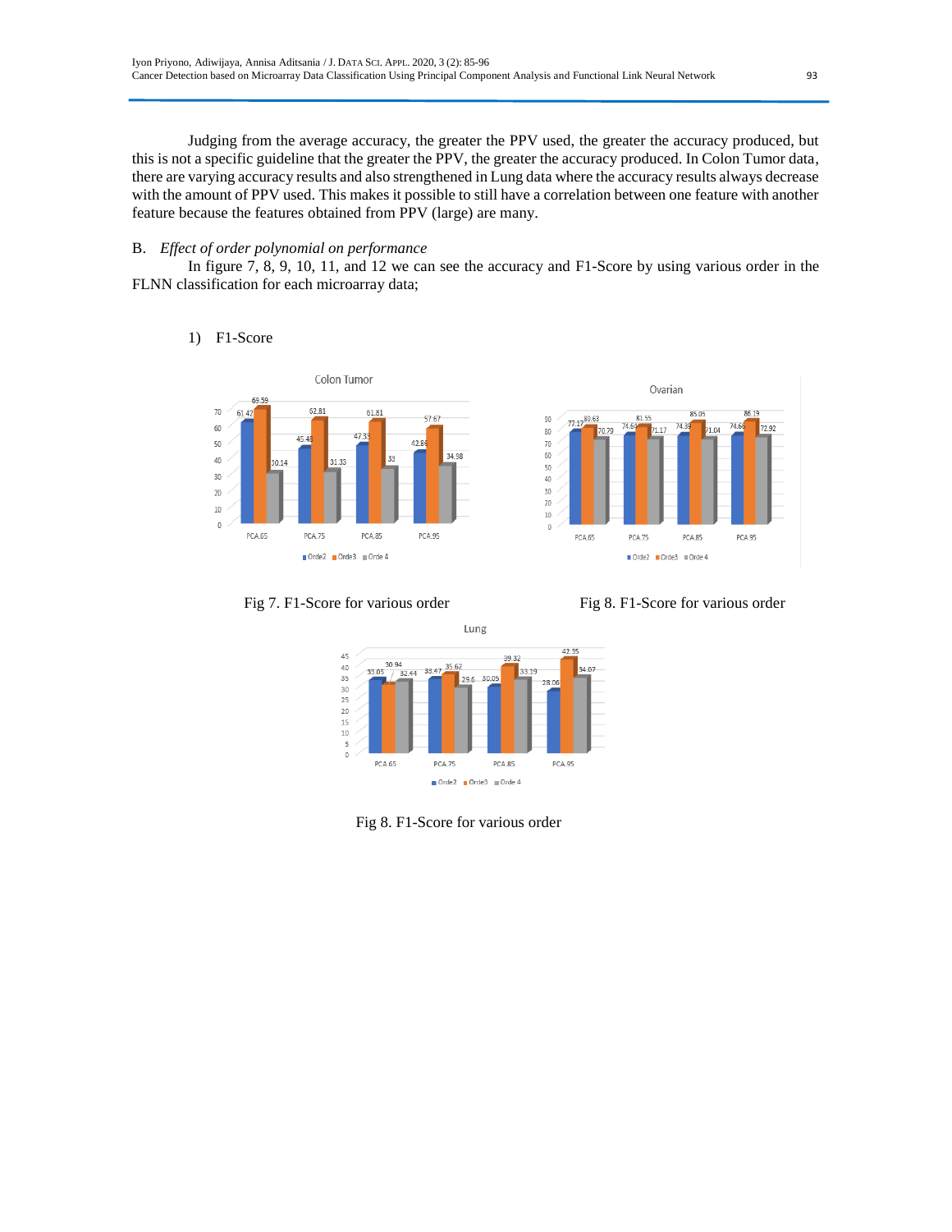Judging from the average accuracy, the greater the PPV used, the greater the accuracy produced, but this is not a specific guideline that the greater the PPV, the greater the accuracy produced. In Colon Tumor data, there are varying accuracy results and also strengthened in Lung data where the accuracy results always decrease with the amount of PPV used. This makes it possible to still have a correlation between one feature with another feature because the features obtained from PPV (large) are many.

## B. *Effect of order polynomial on performance*

In figure 7, 8, 9, 10, 11, and 12 we can see the accuracy and F1-Score by using various order in the FLNN classification for each microarray data;

1) F1-Score

Colon Tumor

70
60
50
40
30
20
10
0

PCA.65: 61.42, 69.59, 30.14
PCA.75: 45.48, 62.81, 31.33
PCA.85: 47.33, 61.81, 33
PCA.95: 42.86, 57.67, 34.98

Orde2 Orde3 Orde 4

Fig 7. F1-Score for various order

Ovarian

90
80
70
60
50
40
30
20
10
0

PCA.65: 77.17, 80.63, 70.79
PCA.75: 74.64, 81.55, 71.17
PCA.85: 74.39, 85.05, 71.04
PCA.95: 74.66, 86.19, 72.92

Orde2 Orde3 Orde 4

Fig 8. F1-Score for various order

Lung

45
40
35
30
25
20
15
10
5
0

PCA.65: 33.05, 30.94, 32.44
PCA.75: 33.47, 35.62, 29.6
PCA.85: 30.05, 39.32, 33.19
PCA.95: 28.06, 42.35, 34.07

Orde2 Orde3 Orde 4

Fig 8. F1-Score for various order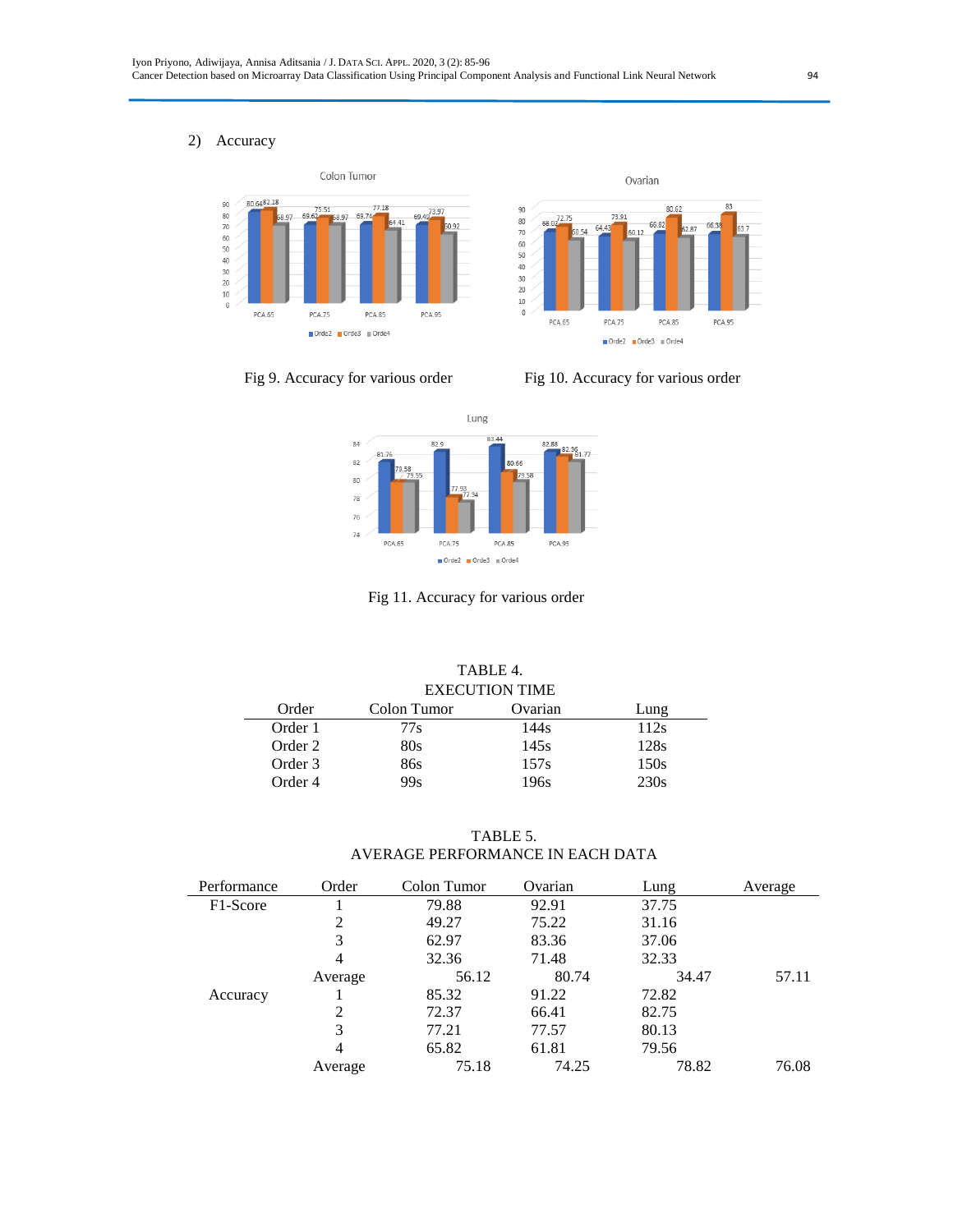## 2) Accuracy

Colon Tumor

90
80
70
60
50
40
30
20
10
0

80.64 82.18 68.97 69.62 75.51 68.97 69.74 77.18 64.41 69.49 73.97 60.92

PCA.65 PCA.75 PCA.85 PCA.95

Orde2 Orde3 Orde4

Fig 9. Accuracy for various order

Ovarian

90
80
70
60
50
40
30
20
10
0

68.02 72.75 60.54 64.43 73.91 60.12 66.82 80.62 62.87 66.38 83 63.7

PCA.65 PCA.75 PCA.85 PCA.95

Orde2 Orde3 Orde4

Fig 10. Accuracy for various order

Lung

84
82
80
78
76
74

81.76 79.58 79.55 82.9 77.93 77.34 83.44 80.66 79.58 82.88 82.36 81.77

PCA.65 PCA.75 PCA.85 PCA.95

Orde2 Orde3 Orde4

Fig 11. Accuracy for various order

TABLE 4.
EXECUTION TIME

| Order | Colon Tumor | Ovarian | Lung |
|---|---|---|---|
| Order 1 | 77s | 144s | 112s |
| Order 2 | 80s | 145s | 128s |
| Order 3 | 86s | 157s | 150s |
| Order 4 | 99s | 196s | 230s |

TABLE 5.
AVERAGE PERFORMANCE IN EACH DATA

| Performance | Order | Colon Tumor | Ovarian | Lung | Average |
|---|---|---|---|---|---|
| F1-Score | 1 | 79.88 | 92.91 | 37.75 | |
| | 2 | 49.27 | 75.22 | 31.16 | |
| | 3 | 62.97 | 83.36 | 37.06 | |
| | 4 | 32.36 | 71.48 | 32.33 | |
| | Average | 56.12 | 80.74 | 34.47 | 57.11 |
| Accuracy | 1 | 85.32 | 91.22 | 72.82 | |
| | 2 | 72.37 | 66.41 | 82.75 | |
| | 3 | 77.21 | 77.57 | 80.13 | |
| | 4 | 65.82 | 61.81 | 79.56 | |
| | Average | 75.18 | 74.25 | 78.82 | 76.08 |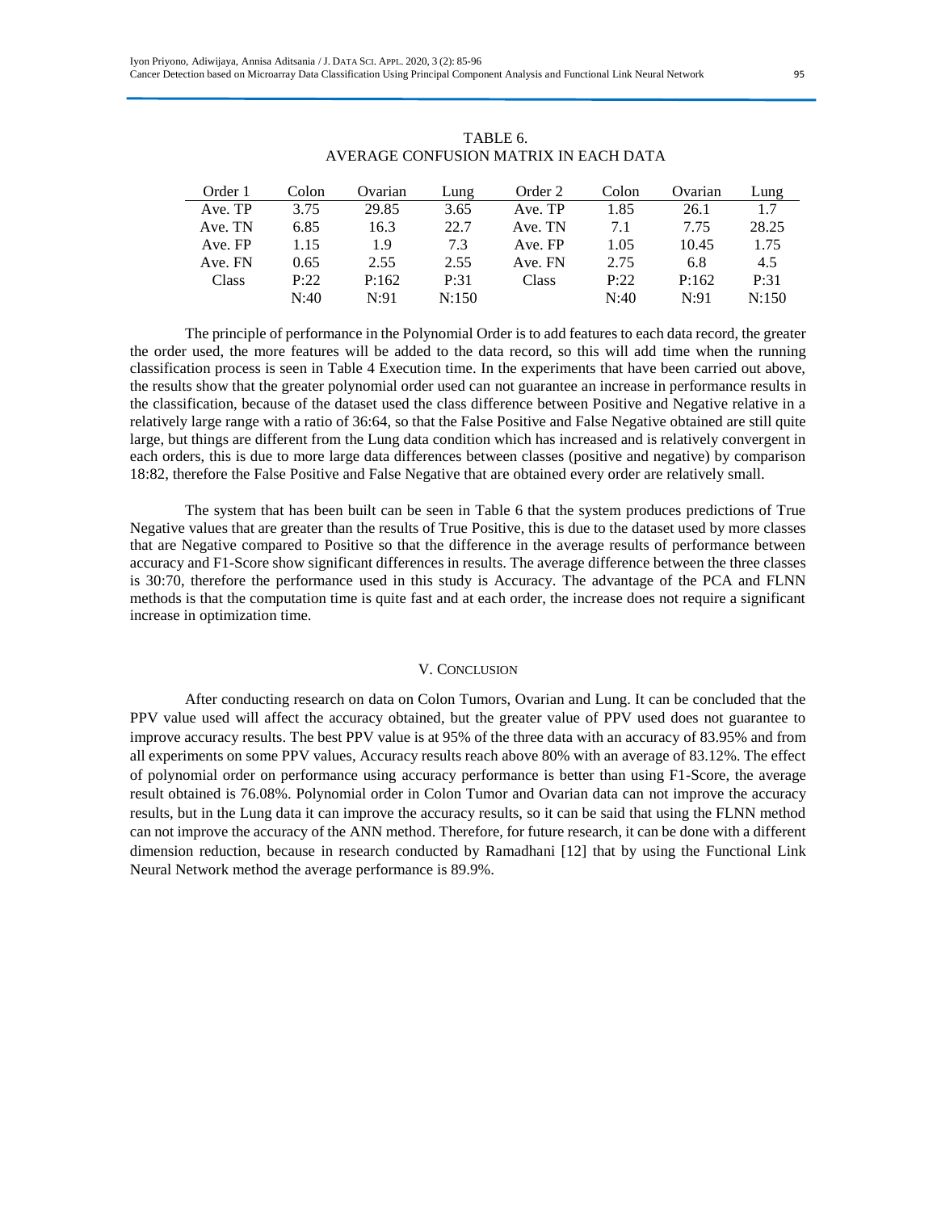TABLE 6.
AVERAGE CONFUSION MATRIX IN EACH DATA

| Order 1 | Colon | Ovarian | Lung | Order 2 | Colon | Ovarian | Lung |
|---|---|---|---|---|---|---|---|
| Ave. TP | 3.75 | 29.85 | 3.65 | Ave. TP | 1.85 | 26.1 | 1.7 |
| Ave. TN | 6.85 | 16.3 | 22.7 | Ave. TN | 7.1 | 7.75 | 28.25 |
| Ave. FP | 1.15 | 1.9 | 7.3 | Ave. FP | 1.05 | 10.45 | 1.75 |
| Ave. FN | 0.65 | 2.55 | 2.55 | Ave. FN | 2.75 | 6.8 | 4.5 |
| Class | P:22 | P:162 | P:31 | Class | P:22 | P:162 | P:31 |
| | N:40 | N:91 | N:150 | | N:40 | N:91 | N:150 |

The principle of performance in the Polynomial Order is to add features to each data record, the greater the order used, the more features will be added to the data record, so this will add time when the running classification process is seen in Table 4 Execution time. In the experiments that have been carried out above, the results show that the greater polynomial order used can not guarantee an increase in performance results in the classification, because of the dataset used the class difference between Positive and Negative relative in a relatively large range with a ratio of 36:64, so that the False Positive and False Negative obtained are still quite large, but things are different from the Lung data condition which has increased and is relatively convergent in each orders, this is due to more large data differences between classes (positive and negative) by comparison 18:82, therefore the False Positive and False Negative that are obtained every order are relatively small.

The system that has been built can be seen in Table 6 that the system produces predictions of True Negative values that are greater than the results of True Positive, this is due to the dataset used by more classes that are Negative compared to Positive so that the difference in the average results of performance between accuracy and F1-Score show significant differences in results. The average difference between the three classes is 30:70, therefore the performance used in this study is Accuracy. The advantage of the PCA and FLNN methods is that the computation time is quite fast and at each order, the increase does not require a significant increase in optimization time.

## V. Conclusion

After conducting research on data on Colon Tumors, Ovarian and Lung. It can be concluded that the PPV value used will affect the accuracy obtained, but the greater value of PPV used does not guarantee to improve accuracy results. The best PPV value is at 95% of the three data with an accuracy of 83.95% and from all experiments on some PPV values, Accuracy results reach above 80% with an average of 83.12%. The effect of polynomial order on performance using accuracy performance is better than using F1-Score, the average result obtained is 76.08%. Polynomial order in Colon Tumor and Ovarian data can not improve the accuracy results, but in the Lung data it can improve the accuracy results, so it can be said that using the FLNN method can not improve the accuracy of the ANN method. Therefore, for future research, it can be done with a different dimension reduction, because in research conducted by Ramadhani [12] that by using the Functional Link Neural Network method the average performance is 89.9%.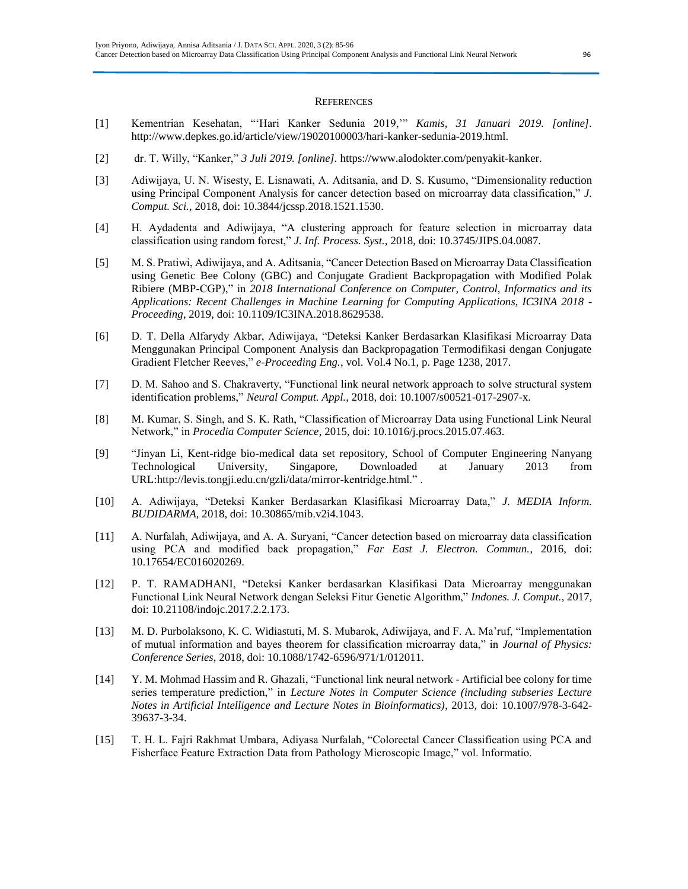## References

[1] Kementrian Kesehatan, "'Hari Kanker Sedunia 2019,'" *Kamis, 31 Januari 2019. [online]*. http://www.depkes.go.id/article/view/19020100003/hari-kanker-sedunia-2019.html.

[2] dr. T. Willy, "Kanker," *3 Juli 2019. [online]*. https://www.alodokter.com/penyakit-kanker.

[3] Adiwijaya, U. N. Wisesty, E. Lisnawati, A. Aditsania, and D. S. Kusumo, "Dimensionality reduction using Principal Component Analysis for cancer detection based on microarray data classification," *J. Comput. Sci.*, 2018, doi: 10.3844/jcssp.2018.1521.1530.

[4] H. Aydadenta and Adiwijaya, "A clustering approach for feature selection in microarray data classification using random forest," *J. Inf. Process. Syst.*, 2018, doi: 10.3745/JIPS.04.0087.

[5] M. S. Pratiwi, Adiwijaya, and A. Aditsania, "Cancer Detection Based on Microarray Data Classification using Genetic Bee Colony (GBC) and Conjugate Gradient Backpropagation with Modified Polak Ribiere (MBP-CGP)," in *2018 International Conference on Computer, Control, Informatics and its Applications: Recent Challenges in Machine Learning for Computing Applications, IC3INA 2018 - Proceeding*, 2019, doi: 10.1109/IC3INA.2018.8629538.

[6] D. T. Della Alfarydy Akbar, Adiwijaya, "Deteksi Kanker Berdasarkan Klasifikasi Microarray Data Menggunakan Principal Component Analysis dan Backpropagation Termodifikasi dengan Conjugate Gradient Fletcher Reeves," *e-Proceeding Eng.*, vol. Vol.4 No.1, p. Page 1238, 2017.

[7] D. M. Sahoo and S. Chakraverty, "Functional link neural network approach to solve structural system identification problems," *Neural Comput. Appl.*, 2018, doi: 10.1007/s00521-017-2907-x.

[8] M. Kumar, S. Singh, and S. K. Rath, "Classification of Microarray Data using Functional Link Neural Network," in *Procedia Computer Science*, 2015, doi: 10.1016/j.procs.2015.07.463.

[9] "Jinyan Li, Kent-ridge bio-medical data set repository, School of Computer Engineering Nanyang Technological University, Singapore, Downloaded at January 2013 from URL:http://levis.tongji.edu.cn/gzli/data/mirror-kentridge.html." .

[10] A. Adiwijaya, "Deteksi Kanker Berdasarkan Klasifikasi Microarray Data," *J. MEDIA Inform. BUDIDARMA*, 2018, doi: 10.30865/mib.v2i4.1043.

[11] A. Nurfalah, Adiwijaya, and A. A. Suryani, "Cancer detection based on microarray data classification using PCA and modified back propagation," *Far East J. Electron. Commun.*, 2016, doi: 10.17654/EC016020269.

[12] P. T. RAMADHANI, "Deteksi Kanker berdasarkan Klasifikasi Data Microarray menggunakan Functional Link Neural Network dengan Seleksi Fitur Genetic Algorithm," *Indones. J. Comput.*, 2017, doi: 10.21108/indojc.2017.2.2.173.

[13] M. D. Purbolaksono, K. C. Widiastuti, M. S. Mubarok, Adiwijaya, and F. A. Ma'ruf, "Implementation of mutual information and bayes theorem for classification microarray data," in *Journal of Physics: Conference Series*, 2018, doi: 10.1088/1742-6596/971/1/012011.

[14] Y. M. Mohmad Hassim and R. Ghazali, "Functional link neural network - Artificial bee colony for time series temperature prediction," in *Lecture Notes in Computer Science (including subseries Lecture Notes in Artificial Intelligence and Lecture Notes in Bioinformatics)*, 2013, doi: 10.1007/978-3-642-39637-3-34.

[15] T. H. L. Fajri Rakhmat Umbara, Adiyasa Nurfalah, "Colorectal Cancer Classification using PCA and Fisherface Feature Extraction Data from Pathology Microscopic Image," vol. Informatio.